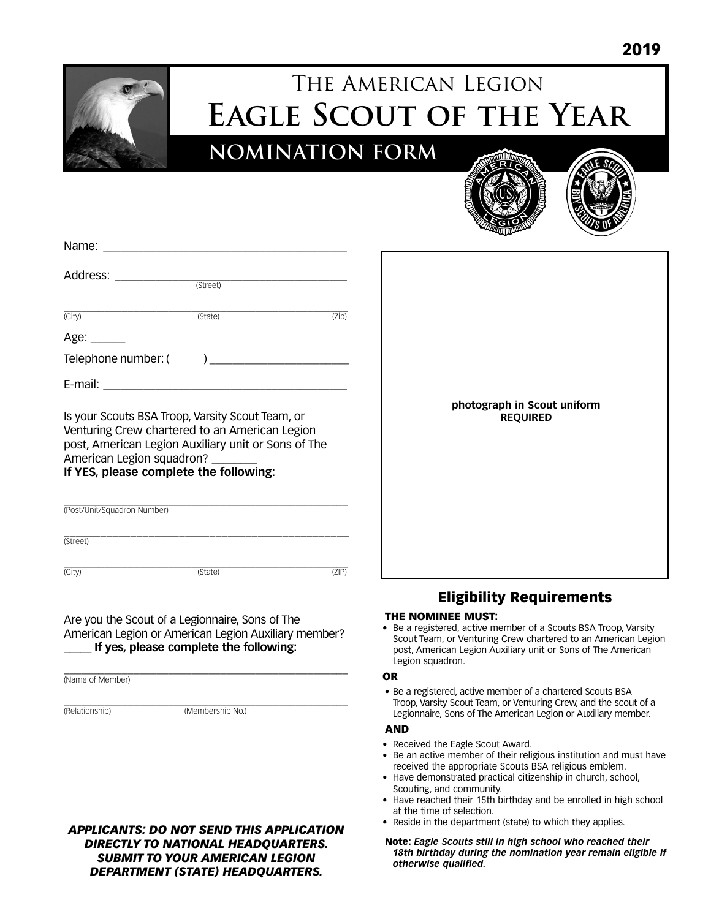2019

# The American Legion
# Eagle Scout of the Year
## NOMINATION FORM

Name: ________________________________________

Address: ________________________________________
(Street)

________________________________________
(City) (State) (Zip)

Age: ______

Telephone number: ( ) ______________________

E-mail: ________________________________________

Is your Scouts BSA Troop, Varsity Scout Team, or Venturing Crew chartered to an American Legion post, American Legion Auxiliary unit or Sons of The American Legion squadron? ________
**If YES, please complete the following:**

________________________________________
(Post/Unit/Squadron Number)

________________________________________
(Street)

________________________________________
(City) (State) (ZIP)

Are you the Scout of a Legionnaire, Sons of The American Legion or American Legion Auxiliary member? _____ **If yes, please complete the following:**

________________________________________
(Name of Member)

________________________________________
(Relationship) (Membership No.)

***APPLICANTS: DO NOT SEND THIS APPLICATION DIRECTLY TO NATIONAL HEADQUARTERS. SUBMIT TO YOUR AMERICAN LEGION DEPARTMENT (STATE) HEADQUARTERS.***

**photograph in Scout uniform REQUIRED**

## Eligibility Requirements

**THE NOMINEE MUST:**

- Be a registered, active member of a Scouts BSA Troop, Varsity Scout Team, or Venturing Crew chartered to an American Legion post, American Legion Auxiliary unit or Sons of The American Legion squadron.

**OR**

- Be a registered, active member of a chartered Scouts BSA Troop, Varsity Scout Team, or Venturing Crew, and the scout of a Legionnaire, Sons of The American Legion or Auxiliary member.

**AND**

- Received the Eagle Scout Award.
- Be an active member of their religious institution and must have received the appropriate Scouts BSA religious emblem.
- Have demonstrated practical citizenship in church, school, Scouting, and community.
- Have reached their 15th birthday and be enrolled in high school at the time of selection.
- Reside in the department (state) to which they applies.

**Note:** ***Eagle Scouts still in high school who reached their 18th birthday during the nomination year remain eligible if otherwise qualified.***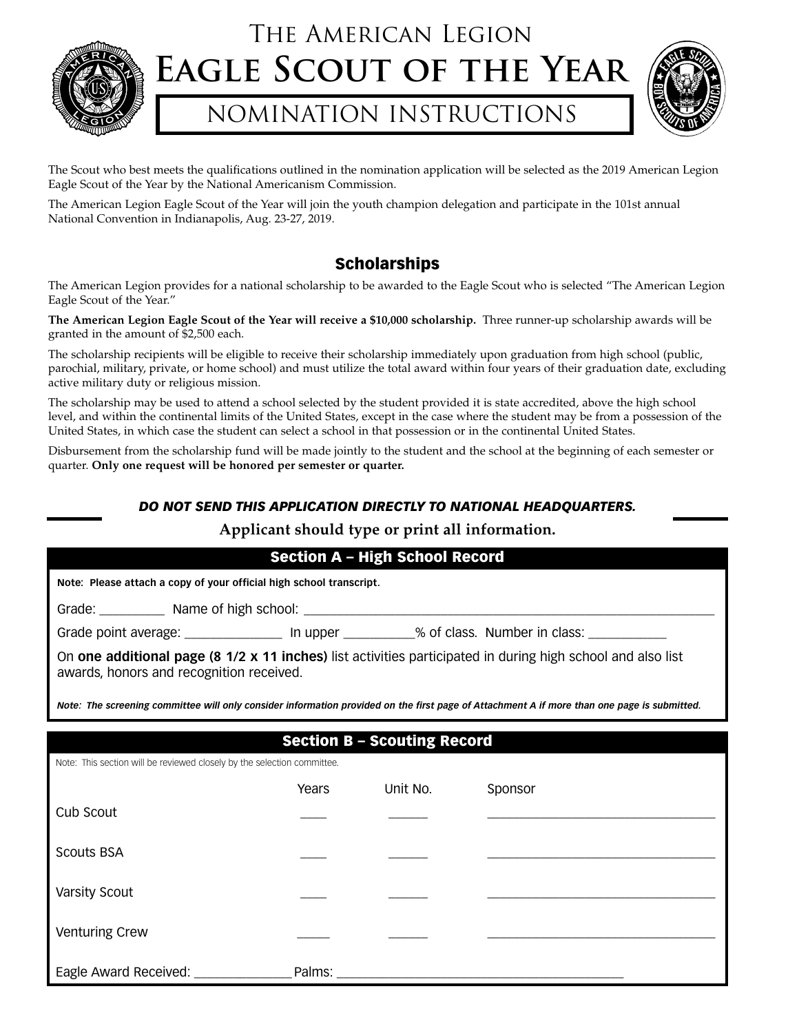# The American Legion
# Eagle Scout of the Year
## NOMINATION INSTRUCTIONS

The Scout who best meets the qualifications outlined in the nomination application will be selected as the 2019 American Legion Eagle Scout of the Year by the National Americanism Commission.

The American Legion Eagle Scout of the Year will join the youth champion delegation and participate in the 101st annual National Convention in Indianapolis, Aug. 23-27, 2019.

### Scholarships

The American Legion provides for a national scholarship to be awarded to the Eagle Scout who is selected "The American Legion Eagle Scout of the Year."

**The American Legion Eagle Scout of the Year will receive a $10,000 scholarship.** Three runner-up scholarship awards will be granted in the amount of $2,500 each.

The scholarship recipients will be eligible to receive their scholarship immediately upon graduation from high school (public, parochial, military, private, or home school) and must utilize the total award within four years of their graduation date, excluding active military duty or religious mission.

The scholarship may be used to attend a school selected by the student provided it is state accredited, above the high school level, and within the continental limits of the United States, except in the case where the student may be from a possession of the United States, in which case the student can select a school in that possession or in the continental United States.

Disbursement from the scholarship fund will be made jointly to the student and the school at the beginning of each semester or quarter. **Only one request will be honored per semester or quarter.**

***DO NOT SEND THIS APPLICATION DIRECTLY TO NATIONAL HEADQUARTERS.***

**Applicant should type or print all information.**

### Section A – High School Record

**Note: Please attach a copy of your official high school transcript.**

Grade: _________ Name of high school: ____________________________________________

Grade point average: ______________ In upper __________% of class. Number in class: ___________

On **one additional page (8 1/2 x 11 inches)** list activities participated in during high school and also list awards, honors and recognition received.

***Note: The screening committee will only consider information provided on the first page of Attachment A if more than one page is submitted.***

### Section B – Scouting Record

Note: This section will be reviewed closely by the selection committee.

| | Years | Unit No. | Sponsor |
|---|---|---|---|
| Cub Scout | ____ | ______ | ________________________ |
| Scouts BSA | ____ | ______ | ________________________ |
| Varsity Scout | ____ | ______ | ________________________ |
| Venturing Crew | _____ | ______ | ________________________ |

Eagle Award Received: ______________ Palms: ____________________________________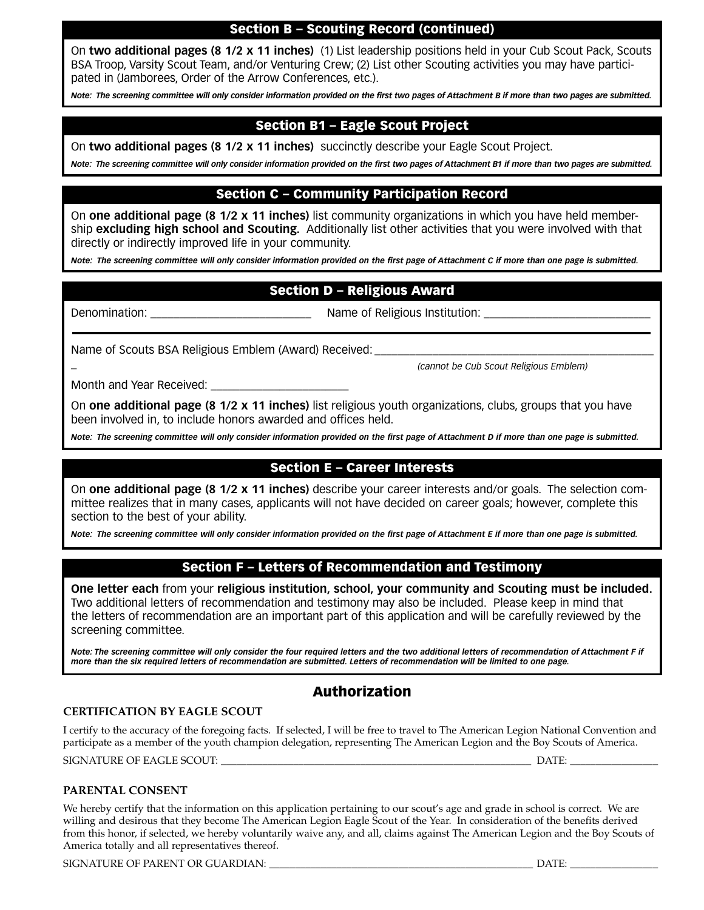## Section B – Scouting Record (continued)

On **two additional pages (8 1/2 x 11 inches)** (1) List leadership positions held in your Cub Scout Pack, Scouts BSA Troop, Varsity Scout Team, and/or Venturing Crew; (2) List other Scouting activities you may have participated in (Jamborees, Order of the Arrow Conferences, etc.).

***Note: The screening committee will only consider information provided on the first two pages of Attachment B if more than two pages are submitted.***

## Section B1 – Eagle Scout Project

On **two additional pages (8 1/2 x 11 inches)** succinctly describe your Eagle Scout Project.

***Note: The screening committee will only consider information provided on the first two pages of Attachment B1 if more than two pages are submitted.***

## Section C – Community Participation Record

On **one additional page (8 1/2 x 11 inches)** list community organizations in which you have held membership **excluding high school and Scouting.** Additionally list other activities that you were involved with that directly or indirectly improved life in your community.

***Note: The screening committee will only consider information provided on the first page of Attachment C if more than one page is submitted.***

## Section D – Religious Award

Denomination: ___________________________ Name of Religious Institution: ____________________________

Name of Scouts BSA Religious Emblem (Award) Received: _________________________________________________

*(cannot be Cub Scout Religious Emblem)*

Month and Year Received: _______________________

On **one additional page (8 1/2 x 11 inches)** list religious youth organizations, clubs, groups that you have been involved in, to include honors awarded and offices held.

***Note: The screening committee will only consider information provided on the first page of Attachment D if more than one page is submitted.***

## Section E – Career Interests

On **one additional page (8 1/2 x 11 inches)** describe your career interests and/or goals. The selection committee realizes that in many cases, applicants will not have decided on career goals; however, complete this section to the best of your ability.

***Note: The screening committee will only consider information provided on the first page of Attachment E if more than one page is submitted.***

## Section F – Letters of Recommendation and Testimony

**One letter each** from your **religious institution, school, your community and Scouting must be included.** Two additional letters of recommendation and testimony may also be included. Please keep in mind that the letters of recommendation are an important part of this application and will be carefully reviewed by the screening committee.

***Note: The screening committee will only consider the four required letters and the two additional letters of recommendation of Attachment F if more than the six required letters of recommendation are submitted. Letters of recommendation will be limited to one page.***

## Authorization

### CERTIFICATION BY EAGLE SCOUT

I certify to the accuracy of the foregoing facts. If selected, I will be free to travel to The American Legion National Convention and participate as a member of the youth champion delegation, representing The American Legion and the Boy Scouts of America.

SIGNATURE OF EAGLE SCOUT: ______________________________________________________________ DATE: ________________

### PARENTAL CONSENT

We hereby certify that the information on this application pertaining to our scout's age and grade in school is correct. We are willing and desirous that they become The American Legion Eagle Scout of the Year. In consideration of the benefits derived from this honor, if selected, we hereby voluntarily waive any, and all, claims against The American Legion and the Boy Scouts of America totally and all representatives thereof.

SIGNATURE OF PARENT OR GUARDIAN: ___________________________________________________ DATE: ________________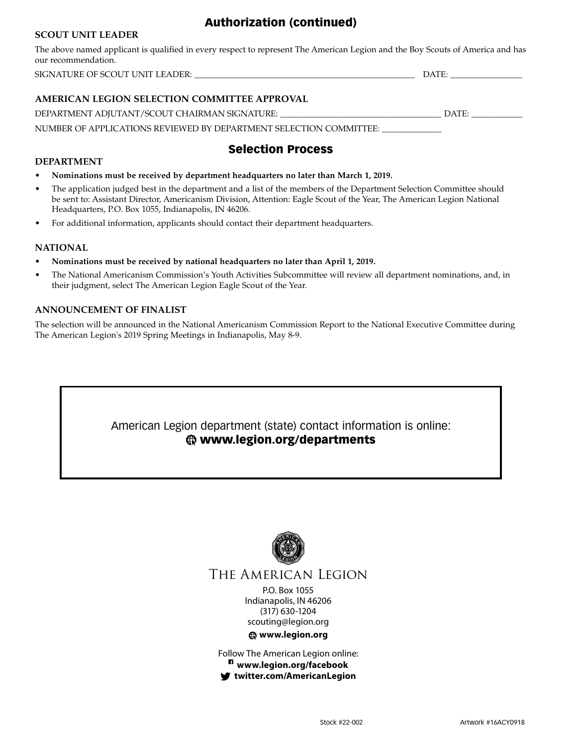## Authorization (continued)

**SCOUT UNIT LEADER**

The above named applicant is qualified in every respect to represent The American Legion and the Boy Scouts of America and has our recommendation.

SIGNATURE OF SCOUT UNIT LEADER: ____________________________________________________ DATE: ________________

**AMERICAN LEGION SELECTION COMMITTEE APPROVAL**

DEPARTMENT ADJUTANT/SCOUT CHAIRMAN SIGNATURE: ______________________________________ DATE: ____________

NUMBER OF APPLICATIONS REVIEWED BY DEPARTMENT SELECTION COMMITTEE: ______________

## Selection Process

**DEPARTMENT**

- **Nominations must be received by department headquarters no later than March 1, 2019.**
- The application judged best in the department and a list of the members of the Department Selection Committee should be sent to: Assistant Director, Americanism Division, Attention: Eagle Scout of the Year, The American Legion National Headquarters, P.O. Box 1055, Indianapolis, IN 46206.
- For additional information, applicants should contact their department headquarters.

**NATIONAL**

- **Nominations must be received by national headquarters no later than April 1, 2019.**
- The National Americanism Commission's Youth Activities Subcommittee will review all department nominations, and, in their judgment, select The American Legion Eagle Scout of the Year.

**ANNOUNCEMENT OF FINALIST**

The selection will be announced in the National Americanism Commission Report to the National Executive Committee during The American Legion's 2019 Spring Meetings in Indianapolis, May 8-9.

American Legion department (state) contact information is online:
**www.legion.org/departments**

THE AMERICAN LEGION

P.O. Box 1055
Indianapolis, IN 46206
(317) 630-1204
scouting@legion.org

**www.legion.org**

Follow The American Legion online:
**www.legion.org/facebook**
**twitter.com/AmericanLegion**

Stock #22-002 Artwork #16ACY0918